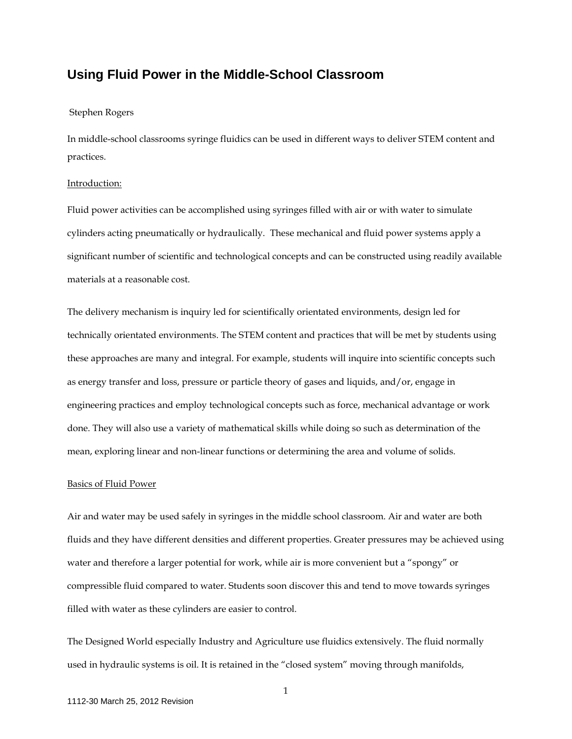# Using Fluid Power in the Middle-School Classroom

Stephen Rogers

In middle-school classrooms syringe fluidics can be used in different ways to deliver STEM content and practices.

Introduction:

Fluid power activities can be accomplished using syringes filled with air or with water to simulate cylinders acting pneumatically or hydraulically. These mechanical and fluid power systems apply a significant number of scientific and technological concepts and can be constructed using readily available materials at a reasonable cost.

The delivery mechanism is inquiry led for scientifically orientated environments, design led for technically orientated environments. The STEM content and practices that will be met by students using these approaches are many and integral. For example, students will inquire into scientific concepts such as energy transfer and loss, pressure or particle theory of gases and liquids, and/or, engage in engineering practices and employ technological concepts such as force, mechanical advantage or work done. They will also use a variety of mathematical skills while doing so such as determination of the mean, exploring linear and non-linear functions or determining the area and volume of solids.

Basics of Fluid Power

Air and water may be used safely in syringes in the middle school classroom. Air and water are both fluids and they have different densities and different properties. Greater pressures may be achieved using water and therefore a larger potential for work, while air is more convenient but a "spongy" or compressible fluid compared to water. Students soon discover this and tend to move towards syringes filled with water as these cylinders are easier to control.

The Designed World especially Industry and Agriculture use fluidics extensively. The fluid normally used in hydraulic systems is oil. It is retained in the "closed system" moving through manifolds,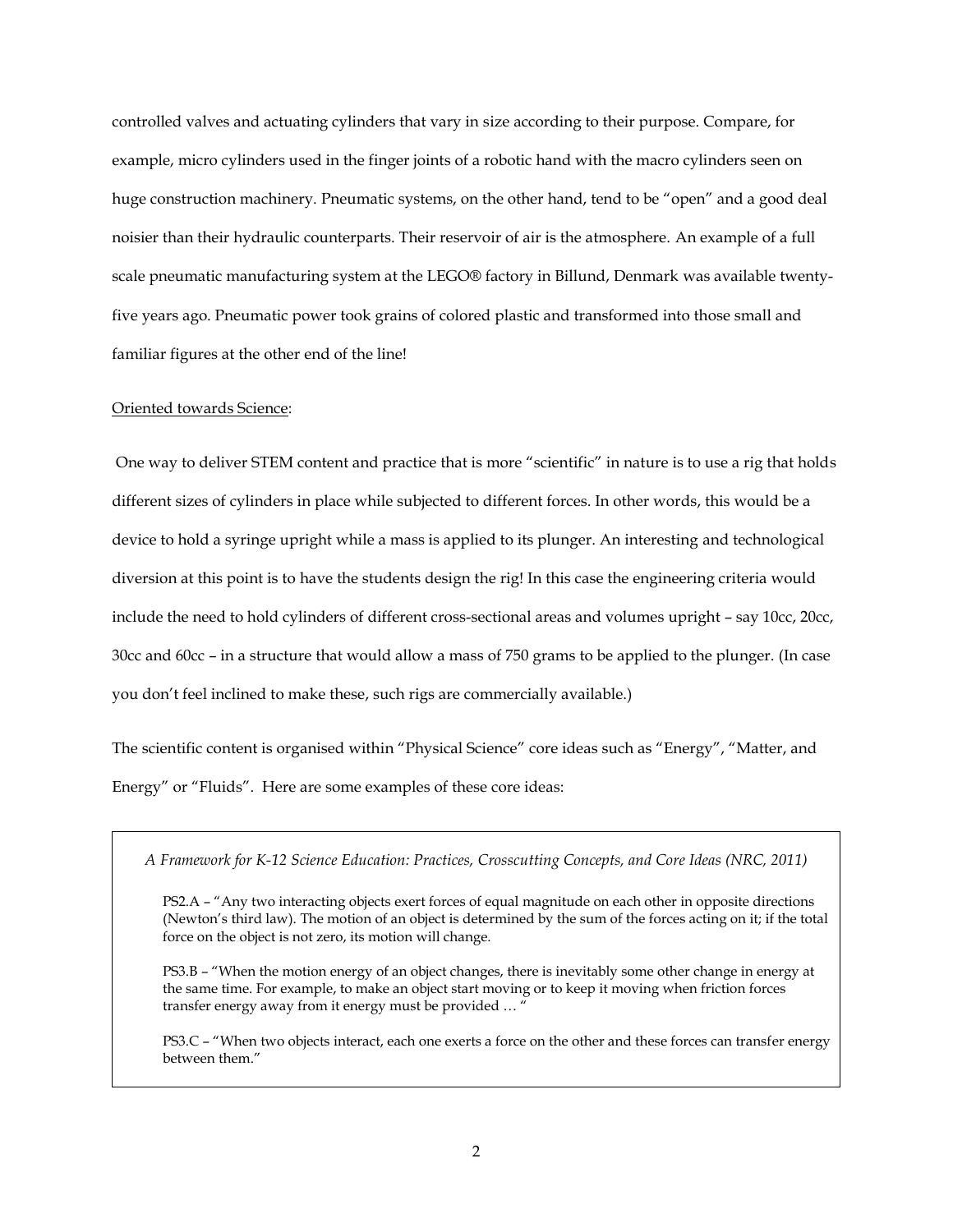controlled valves and actuating cylinders that vary in size according to their purpose. Compare, for example, micro cylinders used in the finger joints of a robotic hand with the macro cylinders seen on huge construction machinery. Pneumatic systems, on the other hand, tend to be "open" and a good deal noisier than their hydraulic counterparts. Their reservoir of air is the atmosphere. An example of a full scale pneumatic manufacturing system at the LEGO® factory in Billund, Denmark was available twenty-five years ago. Pneumatic power took grains of colored plastic and transformed into those small and familiar figures at the other end of the line!

<u>Oriented towards Science</u>:

One way to deliver STEM content and practice that is more "scientific" in nature is to use a rig that holds different sizes of cylinders in place while subjected to different forces. In other words, this would be a device to hold a syringe upright while a mass is applied to its plunger. An interesting and technological diversion at this point is to have the students design the rig! In this case the engineering criteria would include the need to hold cylinders of different cross-sectional areas and volumes upright – say 10cc, 20cc, 30cc and 60cc – in a structure that would allow a mass of 750 grams to be applied to the plunger. (In case you don't feel inclined to make these, such rigs are commercially available.)

The scientific content is organised within "Physical Science" core ideas such as "Energy", "Matter, and Energy" or "Fluids". Here are some examples of these core ideas:

> *A Framework for K-12 Science Education: Practices, Crosscutting Concepts, and Core Ideas (NRC, 2011)*
>
> PS2.A – "Any two interacting objects exert forces of equal magnitude on each other in opposite directions (Newton's third law). The motion of an object is determined by the sum of the forces acting on it; if the total force on the object is not zero, its motion will change.
>
> PS3.B – "When the motion energy of an object changes, there is inevitably some other change in energy at the same time. For example, to make an object start moving or to keep it moving when friction forces transfer energy away from it energy must be provided … "
>
> PS3.C – "When two objects interact, each one exerts a force on the other and these forces can transfer energy between them."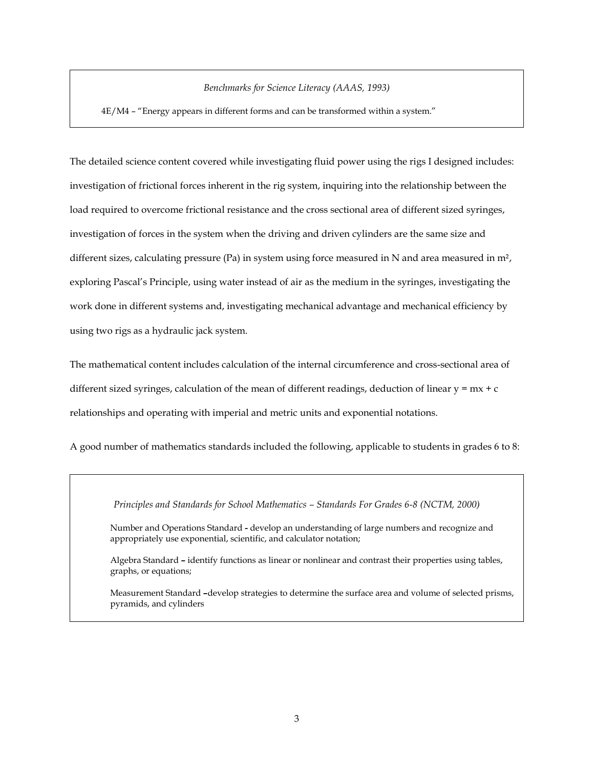*Benchmarks for Science Literacy (AAAS, 1993)*

4E/M4 – "Energy appears in different forms and can be transformed within a system."

The detailed science content covered while investigating fluid power using the rigs I designed includes: investigation of frictional forces inherent in the rig system, inquiring into the relationship between the load required to overcome frictional resistance and the cross sectional area of different sized syringes, investigation of forces in the system when the driving and driven cylinders are the same size and different sizes, calculating pressure (Pa) in system using force measured in N and area measured in $m^2$, exploring Pascal's Principle, using water instead of air as the medium in the syringes, investigating the work done in different systems and, investigating mechanical advantage and mechanical efficiency by using two rigs as a hydraulic jack system.

The mathematical content includes calculation of the internal circumference and cross-sectional area of different sized syringes, calculation of the mean of different readings, deduction of linear $y = mx + c$ relationships and operating with imperial and metric units and exponential notations.

A good number of mathematics standards included the following, applicable to students in grades 6 to 8:

*Principles and Standards for School Mathematics – Standards For Grades 6-8 (NCTM, 2000)*

Number and Operations Standard - develop an understanding of large numbers and recognize and appropriately use exponential, scientific, and calculator notation;

Algebra Standard – identify functions as linear or nonlinear and contrast their properties using tables, graphs, or equations;

Measurement Standard –develop strategies to determine the surface area and volume of selected prisms, pyramids, and cylinders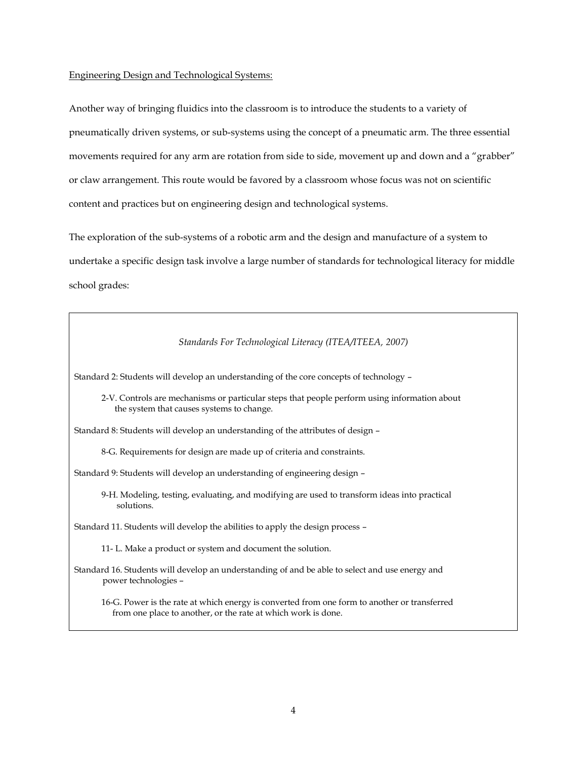<u>Engineering Design and Technological Systems:</u>

Another way of bringing fluidics into the classroom is to introduce the students to a variety of pneumatically driven systems, or sub-systems using the concept of a pneumatic arm. The three essential movements required for any arm are rotation from side to side, movement up and down and a "grabber" or claw arrangement. This route would be favored by a classroom whose focus was not on scientific content and practices but on engineering design and technological systems.

The exploration of the sub-systems of a robotic arm and the design and manufacture of a system to undertake a specific design task involve a large number of standards for technological literacy for middle school grades:

*Standards For Technological Literacy (ITEA/ITEEA, 2007)*

Standard 2: Students will develop an understanding of the core concepts of technology –

> 2-V. Controls are mechanisms or particular steps that people perform using information about the system that causes systems to change.

Standard 8: Students will develop an understanding of the attributes of design –

> 8-G. Requirements for design are made up of criteria and constraints.

Standard 9: Students will develop an understanding of engineering design –

> 9-H. Modeling, testing, evaluating, and modifying are used to transform ideas into practical solutions.

Standard 11. Students will develop the abilities to apply the design process –

> 11- L. Make a product or system and document the solution.

Standard 16. Students will develop an understanding of and be able to select and use energy and power technologies –

> 16-G. Power is the rate at which energy is converted from one form to another or transferred from one place to another, or the rate at which work is done.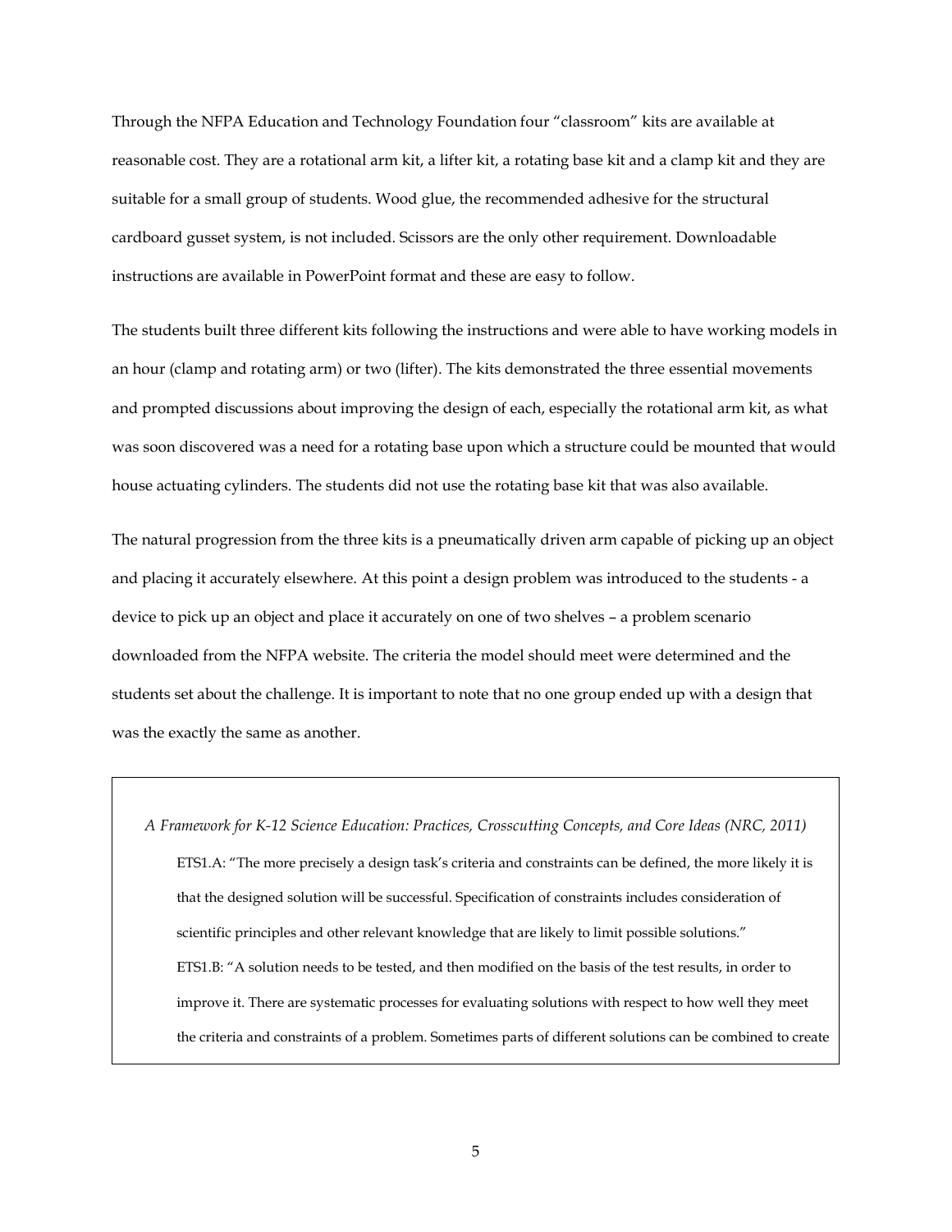Through the NFPA Education and Technology Foundation four "classroom" kits are available at reasonable cost. They are a rotational arm kit, a lifter kit, a rotating base kit and a clamp kit and they are suitable for a small group of students. Wood glue, the recommended adhesive for the structural cardboard gusset system, is not included. Scissors are the only other requirement. Downloadable instructions are available in PowerPoint format and these are easy to follow.

The students built three different kits following the instructions and were able to have working models in an hour (clamp and rotating arm) or two (lifter). The kits demonstrated the three essential movements and prompted discussions about improving the design of each, especially the rotational arm kit, as what was soon discovered was a need for a rotating base upon which a structure could be mounted that would house actuating cylinders. The students did not use the rotating base kit that was also available.

The natural progression from the three kits is a pneumatically driven arm capable of picking up an object and placing it accurately elsewhere. At this point a design problem was introduced to the students - a device to pick up an object and place it accurately on one of two shelves – a problem scenario downloaded from the NFPA website. The criteria the model should meet were determined and the students set about the challenge. It is important to note that no one group ended up with a design that was the exactly the same as another.

> *A Framework for K-12 Science Education: Practices, Crosscutting Concepts, and Core Ideas (NRC, 2011)*
>
> ETS1.A: "The more precisely a design task's criteria and constraints can be defined, the more likely it is that the designed solution will be successful. Specification of constraints includes consideration of scientific principles and other relevant knowledge that are likely to limit possible solutions."
>
> ETS1.B: "A solution needs to be tested, and then modified on the basis of the test results, in order to improve it. There are systematic processes for evaluating solutions with respect to how well they meet the criteria and constraints of a problem. Sometimes parts of different solutions can be combined to create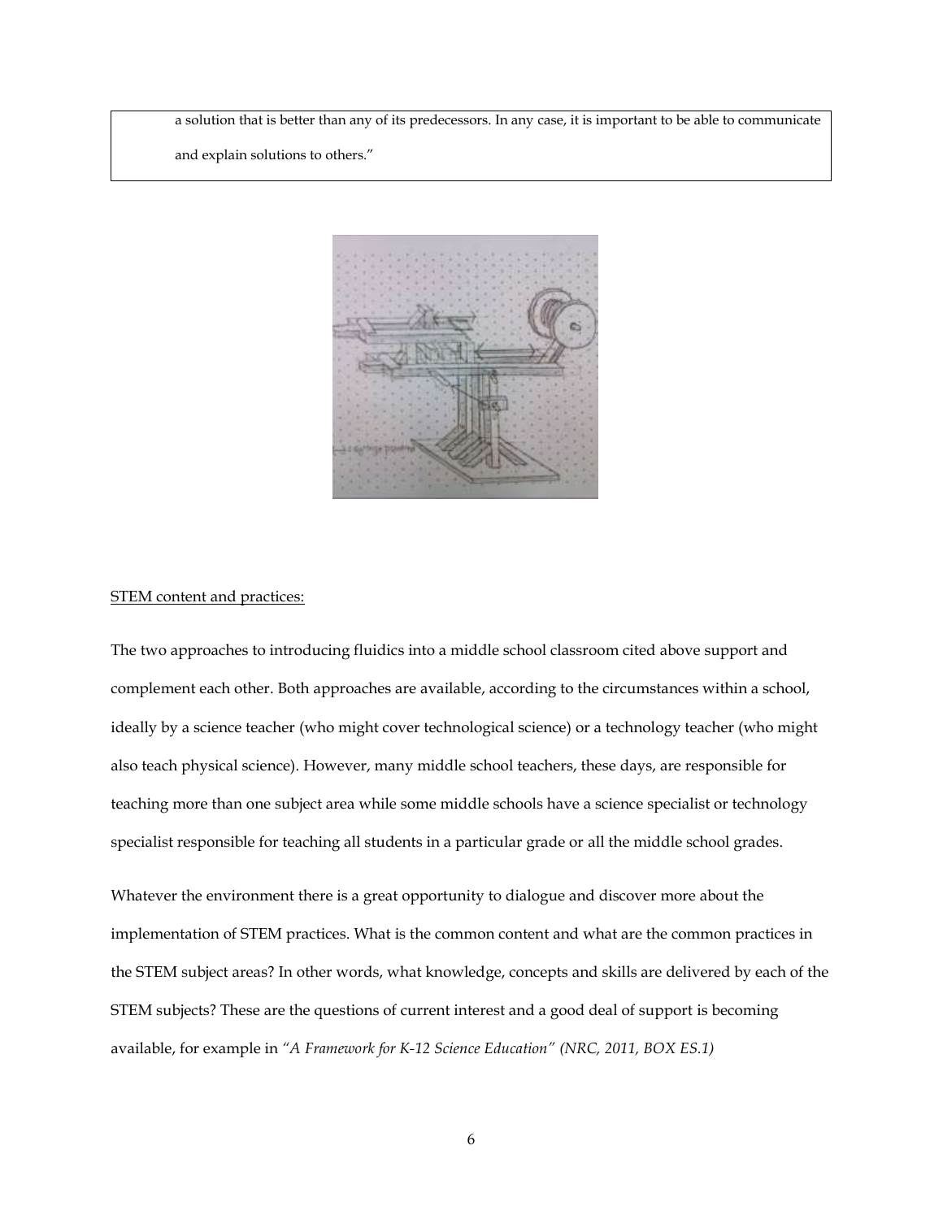a solution that is better than any of its predecessors. In any case, it is important to be able to communicate and explain solutions to others."

STEM content and practices:

The two approaches to introducing fluidics into a middle school classroom cited above support and complement each other. Both approaches are available, according to the circumstances within a school, ideally by a science teacher (who might cover technological science) or a technology teacher (who might also teach physical science). However, many middle school teachers, these days, are responsible for teaching more than one subject area while some middle schools have a science specialist or technology specialist responsible for teaching all students in a particular grade or all the middle school grades.

Whatever the environment there is a great opportunity to dialogue and discover more about the implementation of STEM practices. What is the common content and what are the common practices in the STEM subject areas? In other words, what knowledge, concepts and skills are delivered by each of the STEM subjects? These are the questions of current interest and a good deal of support is becoming available, for example in *"A Framework for K-12 Science Education" (NRC, 2011, BOX ES.1)*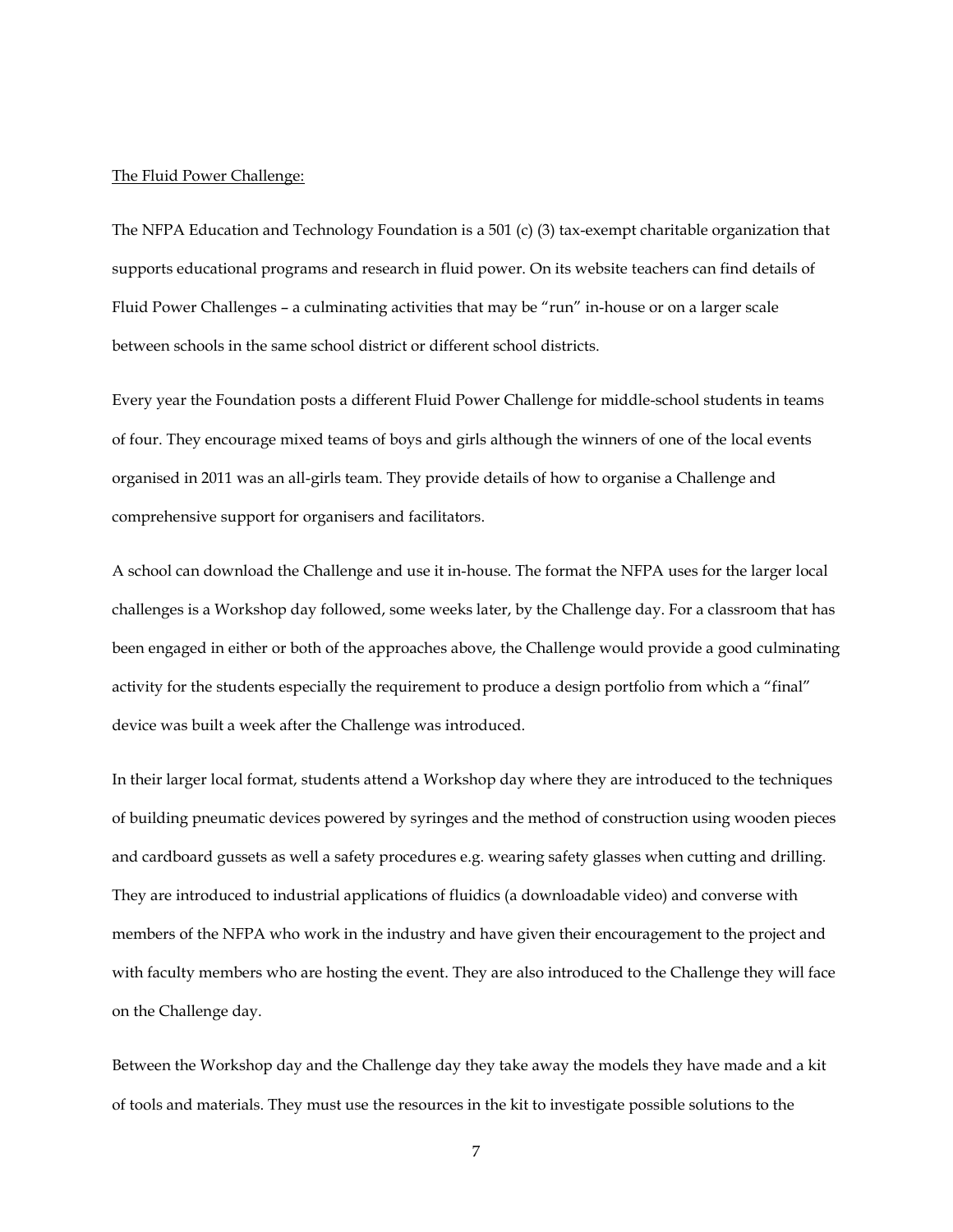<u>The Fluid Power Challenge:</u>

The NFPA Education and Technology Foundation is a 501 (c) (3) tax-exempt charitable organization that supports educational programs and research in fluid power. On its website teachers can find details of Fluid Power Challenges – a culminating activities that may be "run" in-house or on a larger scale between schools in the same school district or different school districts.

Every year the Foundation posts a different Fluid Power Challenge for middle-school students in teams of four. They encourage mixed teams of boys and girls although the winners of one of the local events organised in 2011 was an all-girls team. They provide details of how to organise a Challenge and comprehensive support for organisers and facilitators.

A school can download the Challenge and use it in-house. The format the NFPA uses for the larger local challenges is a Workshop day followed, some weeks later, by the Challenge day. For a classroom that has been engaged in either or both of the approaches above, the Challenge would provide a good culminating activity for the students especially the requirement to produce a design portfolio from which a "final" device was built a week after the Challenge was introduced.

In their larger local format, students attend a Workshop day where they are introduced to the techniques of building pneumatic devices powered by syringes and the method of construction using wooden pieces and cardboard gussets as well a safety procedures e.g. wearing safety glasses when cutting and drilling. They are introduced to industrial applications of fluidics (a downloadable video) and converse with members of the NFPA who work in the industry and have given their encouragement to the project and with faculty members who are hosting the event. They are also introduced to the Challenge they will face on the Challenge day.

Between the Workshop day and the Challenge day they take away the models they have made and a kit of tools and materials. They must use the resources in the kit to investigate possible solutions to the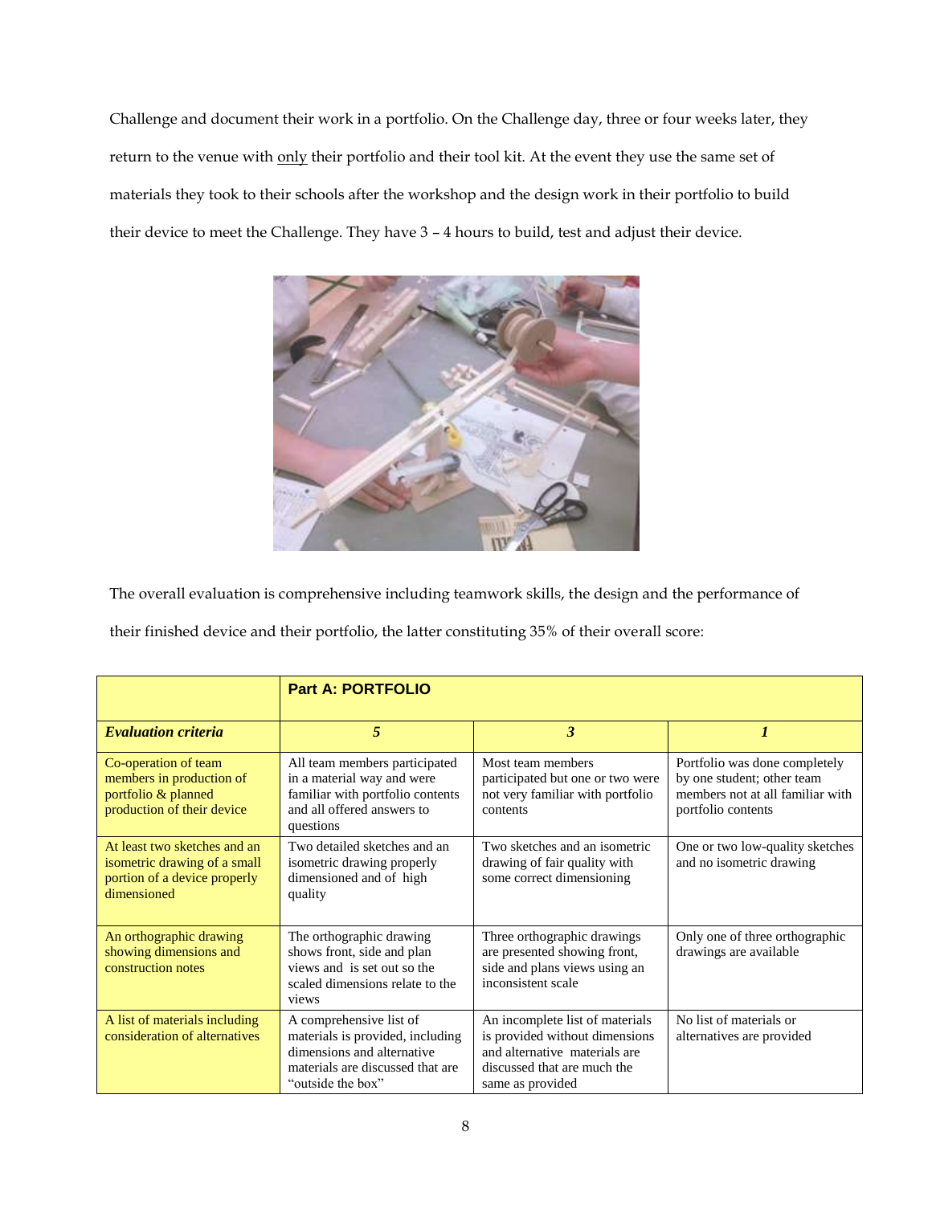Challenge and document their work in a portfolio. On the Challenge day, three or four weeks later, they return to the venue with only their portfolio and their tool kit. At the event they use the same set of materials they took to their schools after the workshop and the design work in their portfolio to build their device to meet the Challenge. They have 3 – 4 hours to build, test and adjust their device.

The overall evaluation is comprehensive including teamwork skills, the design and the performance of their finished device and their portfolio, the latter constituting 35% of their overall score:

| | **Part A: PORTFOLIO** | | |
|---|---|---|---|
| ***Evaluation criteria*** | ***5*** | ***3*** | ***1*** |
| Co-operation of team members in production of portfolio & planned production of their device | All team members participated in a material way and were familiar with portfolio contents and all offered answers to questions | Most team members participated but one or two were not very familiar with portfolio contents | Portfolio was done completely by one student; other team members not at all familiar with portfolio contents |
| At least two sketches and an isometric drawing of a small portion of a device properly dimensioned | Two detailed sketches and an isometric drawing properly dimensioned and of high quality | Two sketches and an isometric drawing of fair quality with some correct dimensioning | One or two low-quality sketches and no isometric drawing |
| An orthographic drawing showing dimensions and construction notes | The orthographic drawing shows front, side and plan views and is set out so the scaled dimensions relate to the views | Three orthographic drawings are presented showing front, side and plans views using an inconsistent scale | Only one of three orthographic drawings are available |
| A list of materials including consideration of alternatives | A comprehensive list of materials is provided, including dimensions and alternative materials are discussed that are "outside the box" | An incomplete list of materials is provided without dimensions and alternative materials are discussed that are much the same as provided | No list of materials or alternatives are provided |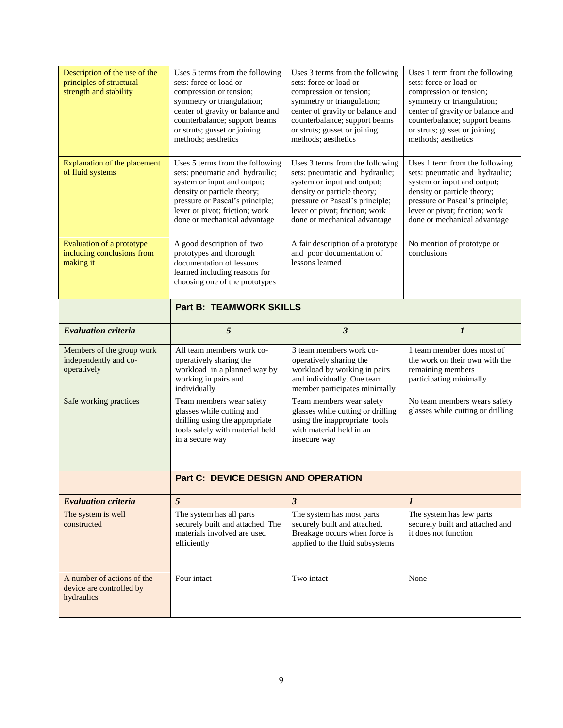| Description of the use of the principles of structural strength and stability | Uses 5 terms from the following sets: force or load or compression or tension; symmetry or triangulation; center of gravity or balance and counterbalance; support beams or struts; gusset or joining methods; aesthetics | Uses 3 terms from the following sets: force or load or compression or tension; symmetry or triangulation; center of gravity or balance and counterbalance; support beams or struts; gusset or joining methods; aesthetics | Uses 1 term from the following sets: force or load or compression or tension; symmetry or triangulation; center of gravity or balance and counterbalance; support beams or struts; gusset or joining methods; aesthetics |
|---|---|---|---|
| Explanation of the placement of fluid systems | Uses 5 terms from the following sets: pneumatic and hydraulic; system or input and output; density or particle theory; pressure or Pascal's principle; lever or pivot; friction; work done or mechanical advantage | Uses 3 terms from the following sets: pneumatic and hydraulic; system or input and output; density or particle theory; pressure or Pascal's principle; lever or pivot; friction; work done or mechanical advantage | Uses 1 term from the following sets: pneumatic and hydraulic; system or input and output; density or particle theory; pressure or Pascal's principle; lever or pivot; friction; work done or mechanical advantage |
| Evaluation of a prototype including conclusions from making it | A good description of two prototypes and thorough documentation of lessons learned including reasons for choosing one of the prototypes | A fair description of a prototype and poor documentation of lessons learned | No mention of prototype or conclusions |
| | **Part B: TEAMWORK SKILLS** | | |
| ***Evaluation criteria*** | ***5*** | ***3*** | ***1*** |
| Members of the group work independently and co-operatively | All team members work co-operatively sharing the workload in a planned way by working in pairs and individually | 3 team members work co-operatively sharing the workload by working in pairs and individually. One team member participates minimally | 1 team member does most of the work on their own with the remaining members participating minimally |
| Safe working practices | Team members wear safety glasses while cutting and drilling using the appropriate tools safely with material held in a secure way | Team members wear safety glasses while cutting or drilling using the inappropriate tools with material held in an insecure way | No team members wears safety glasses while cutting or drilling |
| | **Part C: DEVICE DESIGN AND OPERATION** | | |
| ***Evaluation criteria*** | ***5*** | ***3*** | ***1*** |
| The system is well constructed | The system has all parts securely built and attached. The materials involved are used efficiently | The system has most parts securely built and attached. Breakage occurs when force is applied to the fluid subsystems | The system has few parts securely built and attached and it does not function |
| A number of actions of the device are controlled by hydraulics | Four intact | Two intact | None |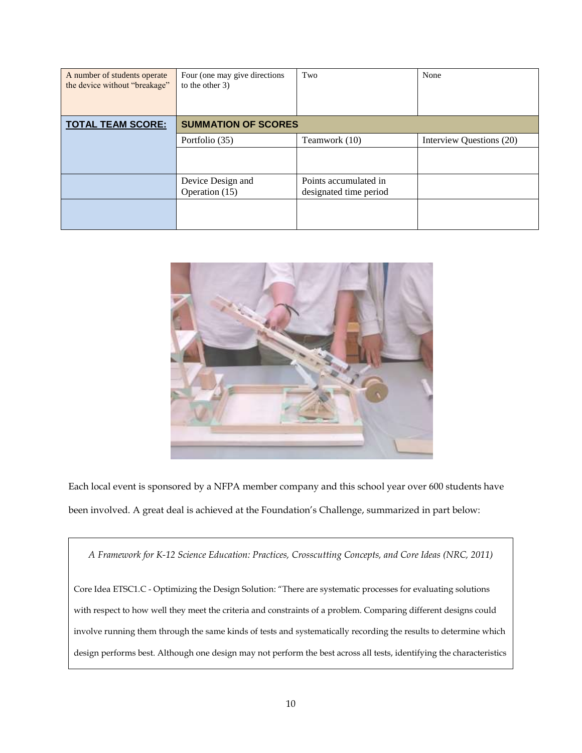| A number of students operate the device without "breakage" | Four (one may give directions to the other 3) | Two | None |
|---|---|---|---|
| **TOTAL TEAM SCORE:** | **SUMMATION OF SCORES** | | |
| | Portfolio (35) | Teamwork (10) | Interview Questions (20) |
| | | | |
| | Device Design and Operation (15) | Points accumulated in designated time period | |
| | | | |

Each local event is sponsored by a NFPA member company and this school year over 600 students have been involved. A great deal is achieved at the Foundation's Challenge, summarized in part below:

> *A Framework for K-12 Science Education: Practices, Crosscutting Concepts, and Core Ideas (NRC, 2011)*
>
> Core Idea ETSC1.C - Optimizing the Design Solution: "There are systematic processes for evaluating solutions with respect to how well they meet the criteria and constraints of a problem. Comparing different designs could involve running them through the same kinds of tests and systematically recording the results to determine which design performs best. Although one design may not perform the best across all tests, identifying the characteristics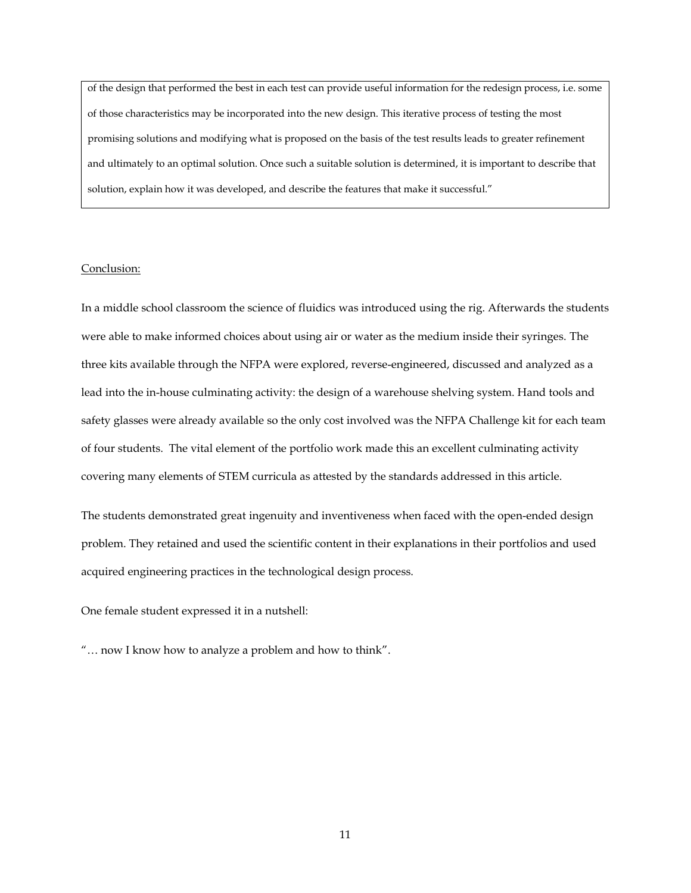of the design that performed the best in each test can provide useful information for the redesign process, i.e. some of those characteristics may be incorporated into the new design. This iterative process of testing the most promising solutions and modifying what is proposed on the basis of the test results leads to greater refinement and ultimately to an optimal solution. Once such a suitable solution is determined, it is important to describe that solution, explain how it was developed, and describe the features that make it successful."

Conclusion:

In a middle school classroom the science of fluidics was introduced using the rig. Afterwards the students were able to make informed choices about using air or water as the medium inside their syringes. The three kits available through the NFPA were explored, reverse-engineered, discussed and analyzed as a lead into the in-house culminating activity: the design of a warehouse shelving system. Hand tools and safety glasses were already available so the only cost involved was the NFPA Challenge kit for each team of four students. The vital element of the portfolio work made this an excellent culminating activity covering many elements of STEM curricula as attested by the standards addressed in this article.

The students demonstrated great ingenuity and inventiveness when faced with the open-ended design problem. They retained and used the scientific content in their explanations in their portfolios and used acquired engineering practices in the technological design process.

One female student expressed it in a nutshell:

"… now I know how to analyze a problem and how to think".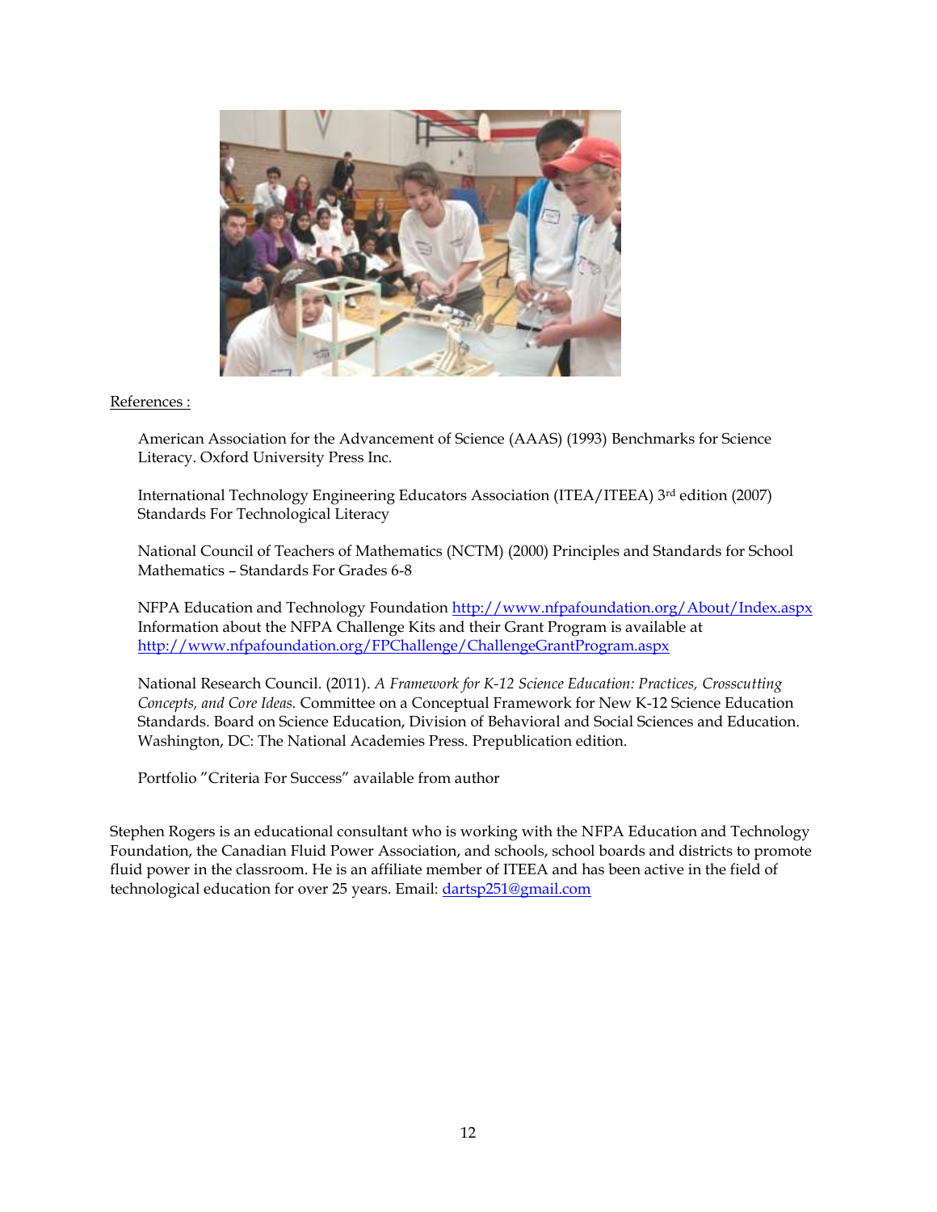References :

American Association for the Advancement of Science (AAAS) (1993) Benchmarks for Science Literacy. Oxford University Press Inc.

International Technology Engineering Educators Association (ITEA/ITEEA) 3rd edition (2007) Standards For Technological Literacy

National Council of Teachers of Mathematics (NCTM) (2000) Principles and Standards for School Mathematics – Standards For Grades 6-8

NFPA Education and Technology Foundation http://www.nfpafoundation.org/About/Index.aspx
Information about the NFPA Challenge Kits and their Grant Program is available at http://www.nfpafoundation.org/FPChallenge/ChallengeGrantProgram.aspx

National Research Council. (2011). *A Framework for K-12 Science Education: Practices, Crosscutting Concepts, and Core Ideas.* Committee on a Conceptual Framework for New K-12 Science Education Standards. Board on Science Education, Division of Behavioral and Social Sciences and Education. Washington, DC: The National Academies Press. Prepublication edition.

Portfolio "Criteria For Success" available from author

Stephen Rogers is an educational consultant who is working with the NFPA Education and Technology Foundation, the Canadian Fluid Power Association, and schools, school boards and districts to promote fluid power in the classroom. He is an affiliate member of ITEEA and has been active in the field of technological education for over 25 years. Email: dartsp251@gmail.com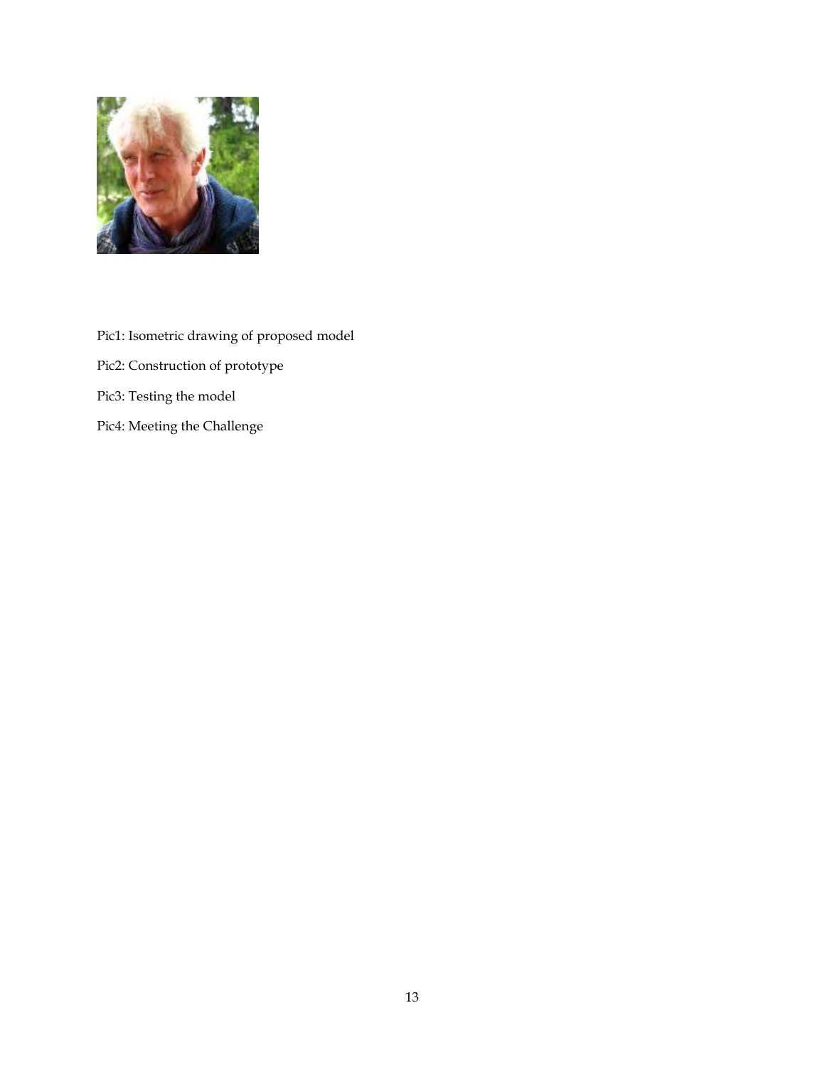Pic1: Isometric drawing of proposed model

Pic2: Construction of prototype

Pic3: Testing the model

Pic4: Meeting the Challenge